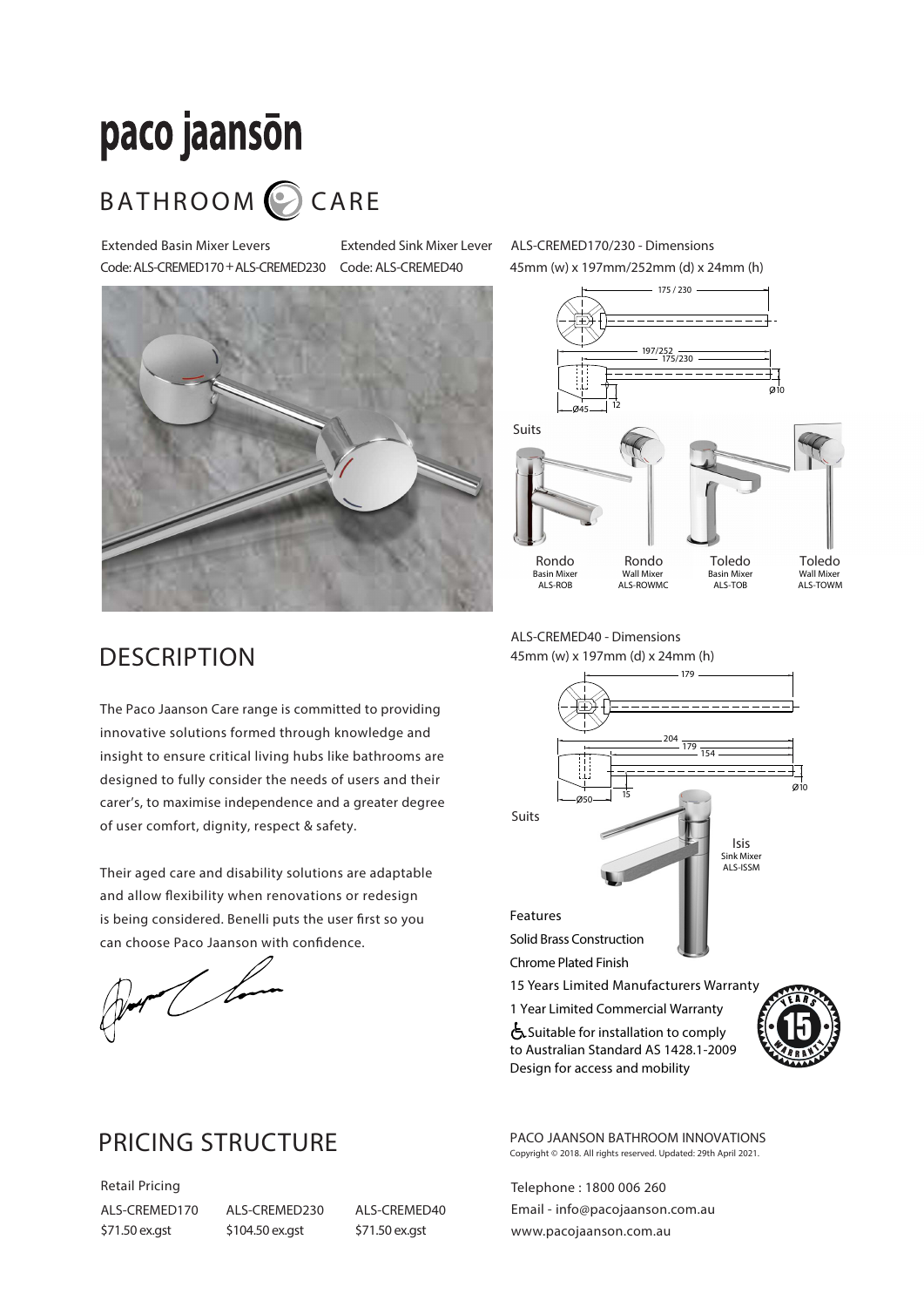# paco jaansōn

## BATHROOM CARE

Extended Basin Mixer Levers
Code: ALS-CREMED170 + ALS-CREMED230

Extended Sink Mixer Lever
Code: ALS-CREMED40

ALS-CREMED170/230 - Dimensions
45mm (w) x 197mm/252mm (d) x 24mm (h)

175 / 230
197/252
175/230
Ø10
Ø45
12

Suits

| Rondo | Rondo | Toledo | Toledo |
|---|---|---|---|
| Basin Mixer | Wall Mixer | Basin Mixer | Wall Mixer |
| ALS-ROB | ALS-ROWMC | ALS-TOB | ALS-TOWM |

## DESCRIPTION

The Paco Jaanson Care range is committed to providing innovative solutions formed through knowledge and insight to ensure critical living hubs like bathrooms are designed to fully consider the needs of users and their carer's, to maximise independence and a greater degree of user comfort, dignity, respect & safety.

Their aged care and disability solutions are adaptable and allow flexibility when renovations or redesign is being considered. Benelli puts the user first so you can choose Paco Jaanson with confidence.

ALS-CREMED40 - Dimensions
45mm (w) x 197mm (d) x 24mm (h)

179
204
179
154
Ø10
Ø50
15

Suits

Isis
Sink Mixer
ALS-ISSM

Features

- Solid Brass Construction
- Chrome Plated Finish
- 15 Years Limited Manufacturers Warranty
- 1 Year Limited Commercial Warranty
- Suitable for installation to comply to Australian Standard AS 1428.1-2009 Design for access and mobility

## PRICING STRUCTURE

Retail Pricing

| ALS-CREMED170 | ALS-CREMED230 | ALS-CREMED40 |
|---|---|---|
| $71.50 ex.gst | $104.50 ex.gst | $71.50 ex.gst |

PACO JAANSON BATHROOM INNOVATIONS
Copyright © 2018. All rights reserved. Updated: 29th April 2021.

Telephone : 1800 006 260
Email - info@pacojaanson.com.au
www.pacojaanson.com.au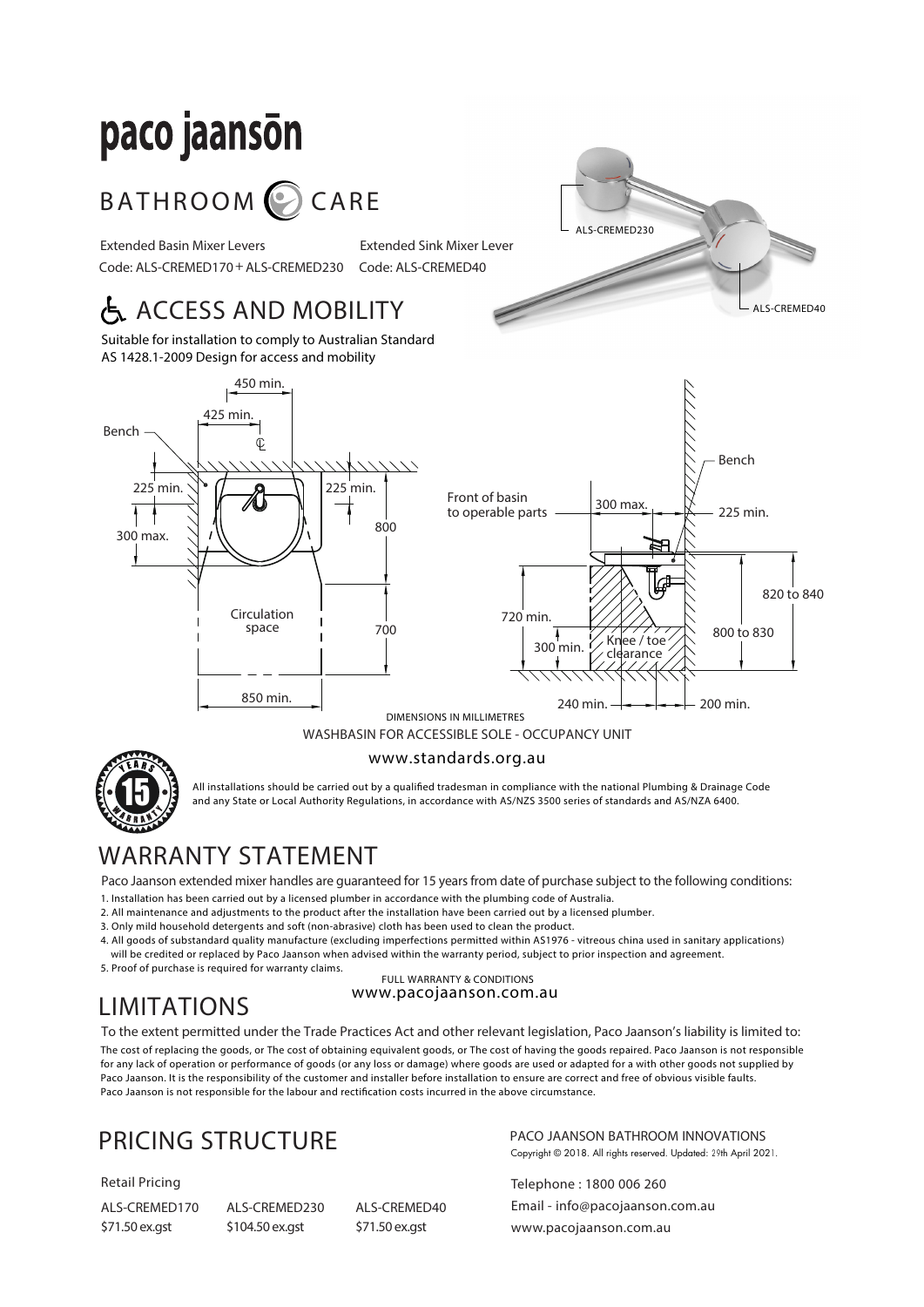# paco jaansōn

## BATHROOM CARE

Extended Basin Mixer Levers
Code: ALS-CREMED170 + ALS-CREMED230

Extended Sink Mixer Lever
Code: ALS-CREMED40

ALS-CREMED230

ALS-CREMED40

## ACCESS AND MOBILITY

Suitable for installation to comply to Australian Standard AS 1428.1-2009 Design for access and mobility

450 min.
425 min.
Bench
225 min.
300 max.
225 min.
800
Circulation space
700
850 min.

Bench
Front of basin to operable parts
300 max.
225 min.
820 to 840
720 min.
300 min.
Knee / toe clearance
800 to 830
240 min.
200 min.

DIMENSIONS IN MILLIMETRES

WASHBASIN FOR ACCESSIBLE SOLE - OCCUPANCY UNIT

www.standards.org.au

15 YEARS WARRANTY

All installations should be carried out by a qualified tradesman in compliance with the national Plumbing & Drainage Code and any State or Local Authority Regulations, in accordance with AS/NZS 3500 series of standards and AS/NZA 6400.

## WARRANTY STATEMENT

Paco Jaanson extended mixer handles are guaranteed for 15 years from date of purchase subject to the following conditions:

1. Installation has been carried out by a licensed plumber in accordance with the plumbing code of Australia.
2. All maintenance and adjustments to the product after the installation have been carried out by a licensed plumber.
3. Only mild household detergents and soft (non-abrasive) cloth has been used to clean the product.
4. All goods of substandard quality manufacture (excluding imperfections permitted within AS1976 - vitreous china used in sanitary applications) will be credited or replaced by Paco Jaanson when advised within the warranty period, subject to prior inspection and agreement.
5. Proof of purchase is required for warranty claims.

FULL WARRANTY & CONDITIONS
www.pacojaanson.com.au

## LIMITATIONS

To the extent permitted under the Trade Practices Act and other relevant legislation, Paco Jaanson's liability is limited to:

The cost of replacing the goods, or The cost of obtaining equivalent goods, or The cost of having the goods repaired. Paco Jaanson is not responsible for any lack of operation or performance of goods (or any loss or damage) where goods are used or adapted for a with other goods not supplied by Paco Jaanson. It is the responsibility of the customer and installer before installation to ensure are correct and free of obvious visible faults. Paco Jaanson is not responsible for the labour and rectification costs incurred in the above circumstance.

## PRICING STRUCTURE

Retail Pricing

| ALS-CREMED170 | ALS-CREMED230 | ALS-CREMED40 |
|---|---|---|
| $71.50 ex.gst | $104.50 ex.gst | $71.50 ex.gst |

PACO JAANSON BATHROOM INNOVATIONS
Copyright © 2018. All rights reserved. Updated: 29th April 2021.

Telephone : 1800 006 260
Email - info@pacojaanson.com.au
www.pacojaanson.com.au